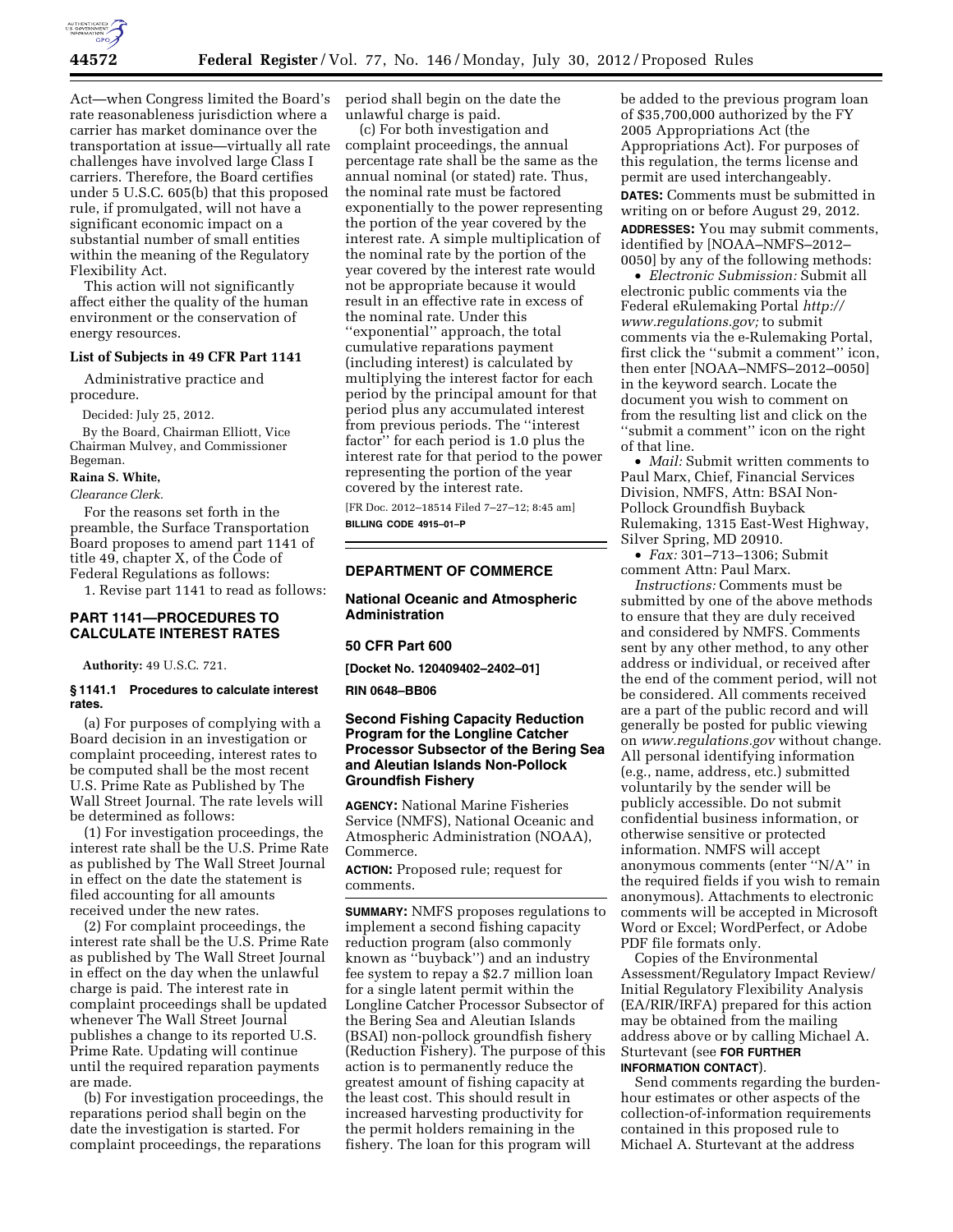Act—when Congress limited the Board's rate reasonableness jurisdiction where a carrier has market dominance over the transportation at issue—virtually all rate challenges have involved large Class I carriers. Therefore, the Board certifies under 5 U.S.C. 605(b) that this proposed rule, if promulgated, will not have a significant economic impact on a substantial number of small entities within the meaning of the Regulatory Flexibility Act.

This action will not significantly affect either the quality of the human environment or the conservation of energy resources.

### List of Subjects in 49 CFR Part 1141

Administrative practice and procedure.

Decided: July 25, 2012.

By the Board, Chairman Elliott, Vice Chairman Mulvey, and Commissioner Begeman.

**Raina S. White,**

*Clearance Clerk.*

For the reasons set forth in the preamble, the Surface Transportation Board proposes to amend part 1141 of title 49, chapter X, of the Code of Federal Regulations as follows:

1. Revise part 1141 to read as follows:

## PART 1141—PROCEDURES TO CALCULATE INTEREST RATES

**Authority:** 49 U.S.C. 721.

### § 1141.1 Procedures to calculate interest rates.

(a) For purposes of complying with a Board decision in an investigation or complaint proceeding, interest rates to be computed shall be the most recent U.S. Prime Rate as Published by The Wall Street Journal. The rate levels will be determined as follows:

(1) For investigation proceedings, the interest rate shall be the U.S. Prime Rate as published by The Wall Street Journal in effect on the date the statement is filed accounting for all amounts received under the new rates.

(2) For complaint proceedings, the interest rate shall be the U.S. Prime Rate as published by The Wall Street Journal in effect on the day when the unlawful charge is paid. The interest rate in complaint proceedings shall be updated whenever The Wall Street Journal publishes a change to its reported U.S. Prime Rate. Updating will continue until the required reparation payments are made.

(b) For investigation proceedings, the reparations period shall begin on the date the investigation is started. For complaint proceedings, the reparations period shall begin on the date the unlawful charge is paid.

(c) For both investigation and complaint proceedings, the annual percentage rate shall be the same as the annual nominal (or stated) rate. Thus, the nominal rate must be factored exponentially to the power representing the portion of the year covered by the interest rate. A simple multiplication of the nominal rate by the portion of the year covered by the interest rate would not be appropriate because it would result in an effective rate in excess of the nominal rate. Under this "exponential" approach, the total cumulative reparations payment (including interest) is calculated by multiplying the interest factor for each period by the principal amount for that period plus any accumulated interest from previous periods. The "interest factor" for each period is 1.0 plus the interest rate for that period to the power representing the portion of the year covered by the interest rate.

[FR Doc. 2012–18514 Filed 7–27–12; 8:45 am]

**BILLING CODE 4915–01–P**

---

## DEPARTMENT OF COMMERCE

## National Oceanic and Atmospheric Administration

## 50 CFR Part 600

**[Docket No. 120409402–2402–01]**

**RIN 0648–BB06**

## Second Fishing Capacity Reduction Program for the Longline Catcher Processor Subsector of the Bering Sea and Aleutian Islands Non-Pollock Groundfish Fishery

**AGENCY:** National Marine Fisheries Service (NMFS), National Oceanic and Atmospheric Administration (NOAA), Commerce.

**ACTION:** Proposed rule; request for comments.

**SUMMARY:** NMFS proposes regulations to implement a second fishing capacity reduction program (also commonly known as "buyback") and an industry fee system to repay a $2.7 million loan for a single latent permit within the Longline Catcher Processor Subsector of the Bering Sea and Aleutian Islands (BSAI) non-pollock groundfish fishery (Reduction Fishery). The purpose of this action is to permanently reduce the greatest amount of fishing capacity at the least cost. This should result in increased harvesting productivity for the permit holders remaining in the fishery. The loan for this program will be added to the previous program loan of $35,700,000 authorized by the FY 2005 Appropriations Act (the Appropriations Act). For purposes of this regulation, the terms license and permit are used interchangeably.

**DATES:** Comments must be submitted in writing on or before August 29, 2012.

**ADDRESSES:** You may submit comments, identified by [NOAA–NMFS–2012–0050] by any of the following methods:

- *Electronic Submission:* Submit all electronic public comments via the Federal eRulemaking Portal *http://www.regulations.gov;* to submit comments via the e-Rulemaking Portal, first click the "submit a comment" icon, then enter [NOAA–NMFS–2012–0050] in the keyword search. Locate the document you wish to comment on from the resulting list and click on the "submit a comment" icon on the right of that line.
- *Mail:* Submit written comments to Paul Marx, Chief, Financial Services Division, NMFS, Attn: BSAI Non-Pollock Groundfish Buyback Rulemaking, 1315 East-West Highway, Silver Spring, MD 20910.
- *Fax:* 301–713–1306; Submit comment Attn: Paul Marx.

*Instructions:* Comments must be submitted by one of the above methods to ensure that they are duly received and considered by NMFS. Comments sent by any other method, to any other address or individual, or received after the end of the comment period, will not be considered. All comments received are a part of the public record and will generally be posted for public viewing on *www.regulations.gov* without change. All personal identifying information (e.g., name, address, etc.) submitted voluntarily by the sender will be publicly accessible. Do not submit confidential business information, or otherwise sensitive or protected information. NMFS will accept anonymous comments (enter "N/A" in the required fields if you wish to remain anonymous). Attachments to electronic comments will be accepted in Microsoft Word or Excel; WordPerfect, or Adobe PDF file formats only.

Copies of the Environmental Assessment/Regulatory Impact Review/Initial Regulatory Flexibility Analysis (EA/RIR/IRFA) prepared for this action may be obtained from the mailing address above or by calling Michael A. Sturtevant (see **FOR FURTHER INFORMATION CONTACT**).

Send comments regarding the burden-hour estimates or other aspects of the collection-of-information requirements contained in this proposed rule to Michael A. Sturtevant at the address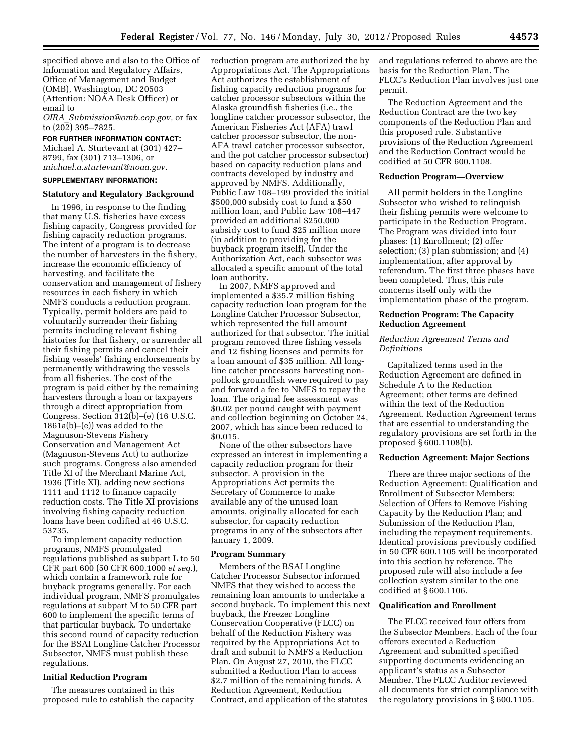specified above and also to the Office of Information and Regulatory Affairs, Office of Management and Budget (OMB), Washington, DC 20503 (Attention: NOAA Desk Officer) or email to *OIRA_Submission@omb.eop.gov,* or fax to (202) 395–7825.

**FOR FURTHER INFORMATION CONTACT:** Michael A. Sturtevant at (301) 427–8799, fax (301) 713–1306, or *michael.a.sturtevant@noaa.gov*.

**SUPPLEMENTARY INFORMATION:**

## Statutory and Regulatory Background

In 1996, in response to the finding that many U.S. fisheries have excess fishing capacity, Congress provided for fishing capacity reduction programs. The intent of a program is to decrease the number of harvesters in the fishery, increase the economic efficiency of harvesting, and facilitate the conservation and management of fishery resources in each fishery in which NMFS conducts a reduction program. Typically, permit holders are paid to voluntarily surrender their fishing permits including relevant fishing histories for that fishery, or surrender all their fishing permits and cancel their fishing vessels' fishing endorsements by permanently withdrawing the vessels from all fisheries. The cost of the program is paid either by the remaining harvesters through a loan or taxpayers through a direct appropriation from Congress. Section 312(b)–(e) (16 U.S.C. 1861a(b)–(e)) was added to the Magnuson-Stevens Fishery Conservation and Management Act (Magnuson-Stevens Act) to authorize such programs. Congress also amended Title XI of the Merchant Marine Act, 1936 (Title XI), adding new sections 1111 and 1112 to finance capacity reduction costs. The Title XI provisions involving fishing capacity reduction loans have been codified at 46 U.S.C. 53735.

To implement capacity reduction programs, NMFS promulgated regulations published as subpart L to 50 CFR part 600 (50 CFR 600.1000 *et seq.*), which contain a framework rule for buyback programs generally. For each individual program, NMFS promulgates regulations at subpart M to 50 CFR part 600 to implement the specific terms of that particular buyback. To undertake this second round of capacity reduction for the BSAI Longline Catcher Processor Subsector, NMFS must publish these regulations.

## Initial Reduction Program

The measures contained in this proposed rule to establish the capacity reduction program are authorized the by Appropriations Act. The Appropriations Act authorizes the establishment of fishing capacity reduction programs for catcher processor subsectors within the Alaska groundfish fisheries (i.e., the longline catcher processor subsector, the American Fisheries Act (AFA) trawl catcher processor subsector, the non-AFA trawl catcher processor subsector, and the pot catcher processor subsector) based on capacity reduction plans and contracts developed by industry and approved by NMFS. Additionally, Public Law 108–199 provided the initial $500,000 subsidy cost to fund a $50 million loan, and Public Law 108–447 provided an additional $250,000 subsidy cost to fund $25 million more (in addition to providing for the buyback program itself). Under the Authorization Act, each subsector was allocated a specific amount of the total loan authority.

In 2007, NMFS approved and implemented a $35.7 million fishing capacity reduction loan program for the Longline Catcher Processor Subsector, which represented the full amount authorized for that subsector. The initial program removed three fishing vessels and 12 fishing licenses and permits for a loan amount of $35 million. All long-line catcher processors harvesting non-pollock groundfish were required to pay and forward a fee to NMFS to repay the loan. The original fee assessment was $0.02 per pound caught with payment and collection beginning on October 24, 2007, which has since been reduced to $0.015.

None of the other subsectors have expressed an interest in implementing a capacity reduction program for their subsector. A provision in the Appropriations Act permits the Secretary of Commerce to make available any of the unused loan amounts, originally allocated for each subsector, for capacity reduction programs in any of the subsectors after January 1, 2009.

## Program Summary

Members of the BSAI Longline Catcher Processor Subsector informed NMFS that they wished to access the remaining loan amounts to undertake a second buyback. To implement this next buyback, the Freezer Longline Conservation Cooperative (FLCC) on behalf of the Reduction Fishery was required by the Appropriations Act to draft and submit to NMFS a Reduction Plan. On August 27, 2010, the FLCC submitted a Reduction Plan to access $2.7 million of the remaining funds. A Reduction Agreement, Reduction Contract, and application of the statutes and regulations referred to above are the basis for the Reduction Plan. The FLCC's Reduction Plan involves just one permit.

The Reduction Agreement and the Reduction Contract are the two key components of the Reduction Plan and this proposed rule. Substantive provisions of the Reduction Agreement and the Reduction Contract would be codified at 50 CFR 600.1108.

## Reduction Program—Overview

All permit holders in the Longline Subsector who wished to relinquish their fishing permits were welcome to participate in the Reduction Program. The Program was divided into four phases: (1) Enrollment; (2) offer selection; (3) plan submission; and (4) implementation, after approval by referendum. The first three phases have been completed. Thus, this rule concerns itself only with the implementation phase of the program.

## Reduction Program: The Capacity Reduction Agreement

### *Reduction Agreement Terms and Definitions*

Capitalized terms used in the Reduction Agreement are defined in Schedule A to the Reduction Agreement; other terms are defined within the text of the Reduction Agreement. Reduction Agreement terms that are essential to understanding the regulatory provisions are set forth in the proposed § 600.1108(b).

## Reduction Agreement: Major Sections

There are three major sections of the Reduction Agreement: Qualification and Enrollment of Subsector Members; Selection of Offers to Remove Fishing Capacity by the Reduction Plan; and Submission of the Reduction Plan, including the repayment requirements. Identical provisions previously codified in 50 CFR 600.1105 will be incorporated into this section by reference. The proposed rule will also include a fee collection system similar to the one codified at § 600.1106.

## Qualification and Enrollment

The FLCC received four offers from the Subsector Members. Each of the four offerors executed a Reduction Agreement and submitted specified supporting documents evidencing an applicant's status as a Subsector Member. The FLCC Auditor reviewed all documents for strict compliance with the regulatory provisions in § 600.1105.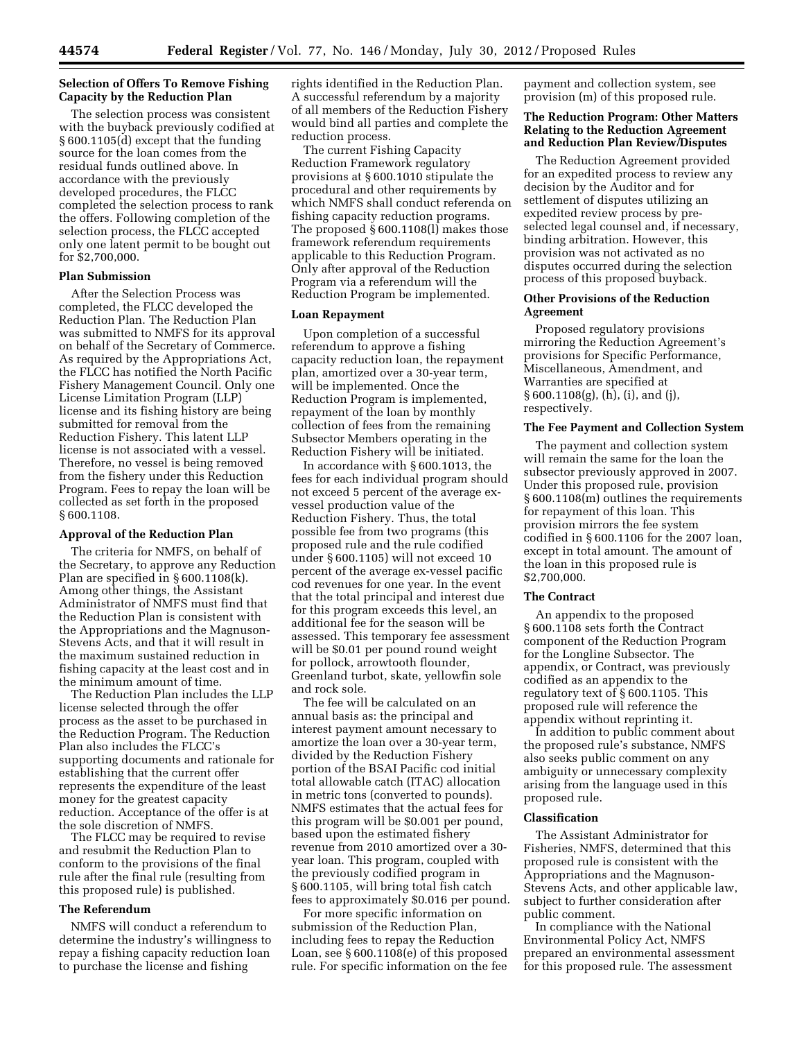### Selection of Offers To Remove Fishing Capacity by the Reduction Plan

The selection process was consistent with the buyback previously codified at § 600.1105(d) except that the funding source for the loan comes from the residual funds outlined above. In accordance with the previously developed procedures, the FLCC completed the selection process to rank the offers. Following completion of the selection process, the FLCC accepted only one latent permit to be bought out for $2,700,000.

### Plan Submission

After the Selection Process was completed, the FLCC developed the Reduction Plan. The Reduction Plan was submitted to NMFS for its approval on behalf of the Secretary of Commerce. As required by the Appropriations Act, the FLCC has notified the North Pacific Fishery Management Council. Only one License Limitation Program (LLP) license and its fishing history are being submitted for removal from the Reduction Fishery. This latent LLP license is not associated with a vessel. Therefore, no vessel is being removed from the fishery under this Reduction Program. Fees to repay the loan will be collected as set forth in the proposed § 600.1108.

### Approval of the Reduction Plan

The criteria for NMFS, on behalf of the Secretary, to approve any Reduction Plan are specified in § 600.1108(k). Among other things, the Assistant Administrator of NMFS must find that the Reduction Plan is consistent with the Appropriations and the Magnuson-Stevens Acts, and that it will result in the maximum sustained reduction in fishing capacity at the least cost and in the minimum amount of time.

The Reduction Plan includes the LLP license selected through the offer process as the asset to be purchased in the Reduction Program. The Reduction Plan also includes the FLCC's supporting documents and rationale for establishing that the current offer represents the expenditure of the least money for the greatest capacity reduction. Acceptance of the offer is at the sole discretion of NMFS.

The FLCC may be required to revise and resubmit the Reduction Plan to conform to the provisions of the final rule after the final rule (resulting from this proposed rule) is published.

### The Referendum

NMFS will conduct a referendum to determine the industry's willingness to repay a fishing capacity reduction loan to purchase the license and fishing rights identified in the Reduction Plan. A successful referendum by a majority of all members of the Reduction Fishery would bind all parties and complete the reduction process.

The current Fishing Capacity Reduction Framework regulatory provisions at § 600.1010 stipulate the procedural and other requirements by which NMFS shall conduct referenda on fishing capacity reduction programs. The proposed § 600.1108(l) makes those framework referendum requirements applicable to this Reduction Program. Only after approval of the Reduction Program via a referendum will the Reduction Program be implemented.

### Loan Repayment

Upon completion of a successful referendum to approve a fishing capacity reduction loan, the repayment plan, amortized over a 30-year term, will be implemented. Once the Reduction Program is implemented, repayment of the loan by monthly collection of fees from the remaining Subsector Members operating in the Reduction Fishery will be initiated.

In accordance with § 600.1013, the fees for each individual program should not exceed 5 percent of the average ex-vessel production value of the Reduction Fishery. Thus, the total possible fee from two programs (this proposed rule and the rule codified under § 600.1105) will not exceed 10 percent of the average ex-vessel pacific cod revenues for one year. In the event that the total principal and interest due for this program exceeds this level, an additional fee for the season will be assessed. This temporary fee assessment will be $0.01 per pound round weight for pollock, arrowtooth flounder, Greenland turbot, skate, yellowfin sole and rock sole.

The fee will be calculated on an annual basis as: the principal and interest payment amount necessary to amortize the loan over a 30-year term, divided by the Reduction Fishery portion of the BSAI Pacific cod initial total allowable catch (ITAC) allocation in metric tons (converted to pounds). NMFS estimates that the actual fees for this program will be $0.001 per pound, based upon the estimated fishery revenue from 2010 amortized over a 30-year loan. This program, coupled with the previously codified program in § 600.1105, will bring total fish catch fees to approximately $0.016 per pound.

For more specific information on submission of the Reduction Plan, including fees to repay the Reduction Loan, see § 600.1108(e) of this proposed rule. For specific information on the fee payment and collection system, see provision (m) of this proposed rule.

### The Reduction Program: Other Matters Relating to the Reduction Agreement and Reduction Plan Review/Disputes

The Reduction Agreement provided for an expedited process to review any decision by the Auditor and for settlement of disputes utilizing an expedited review process by pre-selected legal counsel and, if necessary, binding arbitration. However, this provision was not activated as no disputes occurred during the selection process of this proposed buyback.

### Other Provisions of the Reduction Agreement

Proposed regulatory provisions mirroring the Reduction Agreement's provisions for Specific Performance, Miscellaneous, Amendment, and Warranties are specified at § 600.1108(g), (h), (i), and (j), respectively.

### The Fee Payment and Collection System

The payment and collection system will remain the same for the loan the subsector previously approved in 2007. Under this proposed rule, provision § 600.1108(m) outlines the requirements for repayment of this loan. This provision mirrors the fee system codified in § 600.1106 for the 2007 loan, except in total amount. The amount of the loan in this proposed rule is $2,700,000.

### The Contract

An appendix to the proposed § 600.1108 sets forth the Contract component of the Reduction Program for the Longline Subsector. The appendix, or Contract, was previously codified as an appendix to the regulatory text of § 600.1105. This proposed rule will reference the appendix without reprinting it.

In addition to public comment about the proposed rule's substance, NMFS also seeks public comment on any ambiguity or unnecessary complexity arising from the language used in this proposed rule.

### Classification

The Assistant Administrator for Fisheries, NMFS, determined that this proposed rule is consistent with the Appropriations and the Magnuson-Stevens Acts, and other applicable law, subject to further consideration after public comment.

In compliance with the National Environmental Policy Act, NMFS prepared an environmental assessment for this proposed rule. The assessment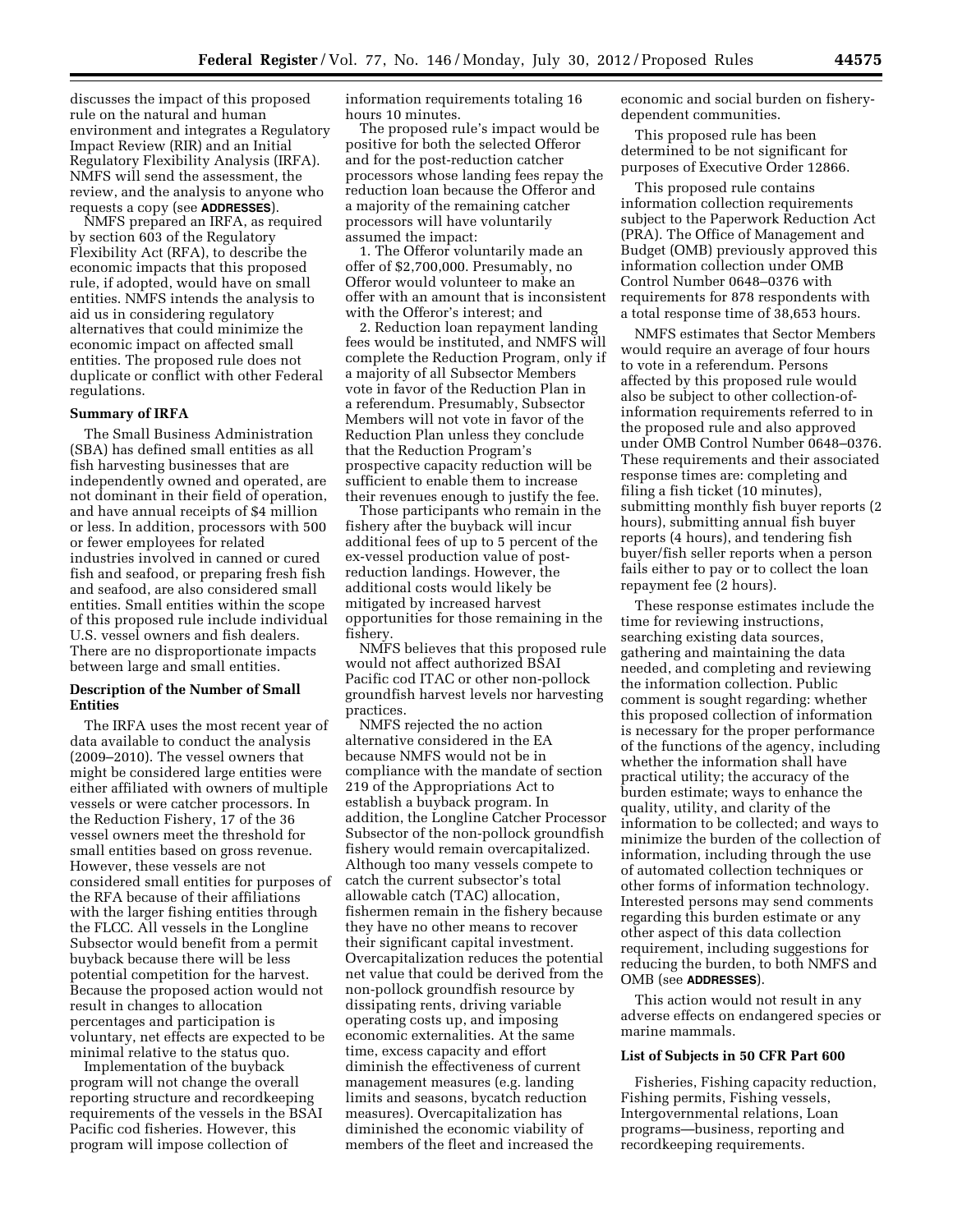discusses the impact of this proposed rule on the natural and human environment and integrates a Regulatory Impact Review (RIR) and an Initial Regulatory Flexibility Analysis (IRFA). NMFS will send the assessment, the review, and the analysis to anyone who requests a copy (see **ADDRESSES**).

NMFS prepared an IRFA, as required by section 603 of the Regulatory Flexibility Act (RFA), to describe the economic impacts that this proposed rule, if adopted, would have on small entities. NMFS intends the analysis to aid us in considering regulatory alternatives that could minimize the economic impact on affected small entities. The proposed rule does not duplicate or conflict with other Federal regulations.

**Summary of IRFA**

The Small Business Administration (SBA) has defined small entities as all fish harvesting businesses that are independently owned and operated, are not dominant in their field of operation, and have annual receipts of $4 million or less. In addition, processors with 500 or fewer employees for related industries involved in canned or cured fish and seafood, or preparing fresh fish and seafood, are also considered small entities. Small entities within the scope of this proposed rule include individual U.S. vessel owners and fish dealers. There are no disproportionate impacts between large and small entities.

**Description of the Number of Small Entities**

The IRFA uses the most recent year of data available to conduct the analysis (2009–2010). The vessel owners that might be considered large entities were either affiliated with owners of multiple vessels or were catcher processors. In the Reduction Fishery, 17 of the 36 vessel owners meet the threshold for small entities based on gross revenue. However, these vessels are not considered small entities for purposes of the RFA because of their affiliations with the larger fishing entities through the FLCC. All vessels in the Longline Subsector would benefit from a permit buyback because there will be less potential competition for the harvest. Because the proposed action would not result in changes to allocation percentages and participation is voluntary, net effects are expected to be minimal relative to the status quo.

Implementation of the buyback program will not change the overall reporting structure and recordkeeping requirements of the vessels in the BSAI Pacific cod fisheries. However, this program will impose collection of information requirements totaling 16 hours 10 minutes.

The proposed rule's impact would be positive for both the selected Offeror and for the post-reduction catcher processors whose landing fees repay the reduction loan because the Offeror and a majority of the remaining catcher processors will have voluntarily assumed the impact:

1. The Offeror voluntarily made an offer of $2,700,000. Presumably, no Offeror would volunteer to make an offer with an amount that is inconsistent with the Offeror's interest; and

2. Reduction loan repayment landing fees would be instituted, and NMFS will complete the Reduction Program, only if a majority of all Subsector Members vote in favor of the Reduction Plan in a referendum. Presumably, Subsector Members will not vote in favor of the Reduction Plan unless they conclude that the Reduction Program's prospective capacity reduction will be sufficient to enable them to increase their revenues enough to justify the fee.

Those participants who remain in the fishery after the buyback will incur additional fees of up to 5 percent of the ex-vessel production value of post-reduction landings. However, the additional costs would likely be mitigated by increased harvest opportunities for those remaining in the fishery.

NMFS believes that this proposed rule would not affect authorized BSAI Pacific cod ITAC or other non-pollock groundfish harvest levels nor harvesting practices.

NMFS rejected the no action alternative considered in the EA because NMFS would not be in compliance with the mandate of section 219 of the Appropriations Act to establish a buyback program. In addition, the Longline Catcher Processor Subsector of the non-pollock groundfish fishery would remain overcapitalized. Although too many vessels compete to catch the current subsector's total allowable catch (TAC) allocation, fishermen remain in the fishery because they have no other means to recover their significant capital investment. Overcapitalization reduces the potential net value that could be derived from the non-pollock groundfish resource by dissipating rents, driving variable operating costs up, and imposing economic externalities. At the same time, excess capacity and effort diminish the effectiveness of current management measures (e.g. landing limits and seasons, bycatch reduction measures). Overcapitalization has diminished the economic viability of members of the fleet and increased the economic and social burden on fishery-dependent communities.

This proposed rule has been determined to be not significant for purposes of Executive Order 12866.

This proposed rule contains information collection requirements subject to the Paperwork Reduction Act (PRA). The Office of Management and Budget (OMB) previously approved this information collection under OMB Control Number 0648–0376 with requirements for 878 respondents with a total response time of 38,653 hours.

NMFS estimates that Sector Members would require an average of four hours to vote in a referendum. Persons affected by this proposed rule would also be subject to other collection-of-information requirements referred to in the proposed rule and also approved under OMB Control Number 0648–0376. These requirements and their associated response times are: completing and filing a fish ticket (10 minutes), submitting monthly fish buyer reports (2 hours), submitting annual fish buyer reports (4 hours), and tendering fish buyer/fish seller reports when a person fails either to pay or to collect the loan repayment fee (2 hours).

These response estimates include the time for reviewing instructions, searching existing data sources, gathering and maintaining the data needed, and completing and reviewing the information collection. Public comment is sought regarding: whether this proposed collection of information is necessary for the proper performance of the functions of the agency, including whether the information shall have practical utility; the accuracy of the burden estimate; ways to enhance the quality, utility, and clarity of the information to be collected; and ways to minimize the burden of the collection of information, including through the use of automated collection techniques or other forms of information technology. Interested persons may send comments regarding this burden estimate or any other aspect of this data collection requirement, including suggestions for reducing the burden, to both NMFS and OMB (see **ADDRESSES**).

This action would not result in any adverse effects on endangered species or marine mammals.

**List of Subjects in 50 CFR Part 600**

Fisheries, Fishing capacity reduction, Fishing permits, Fishing vessels, Intergovernmental relations, Loan programs—business, reporting and recordkeeping requirements.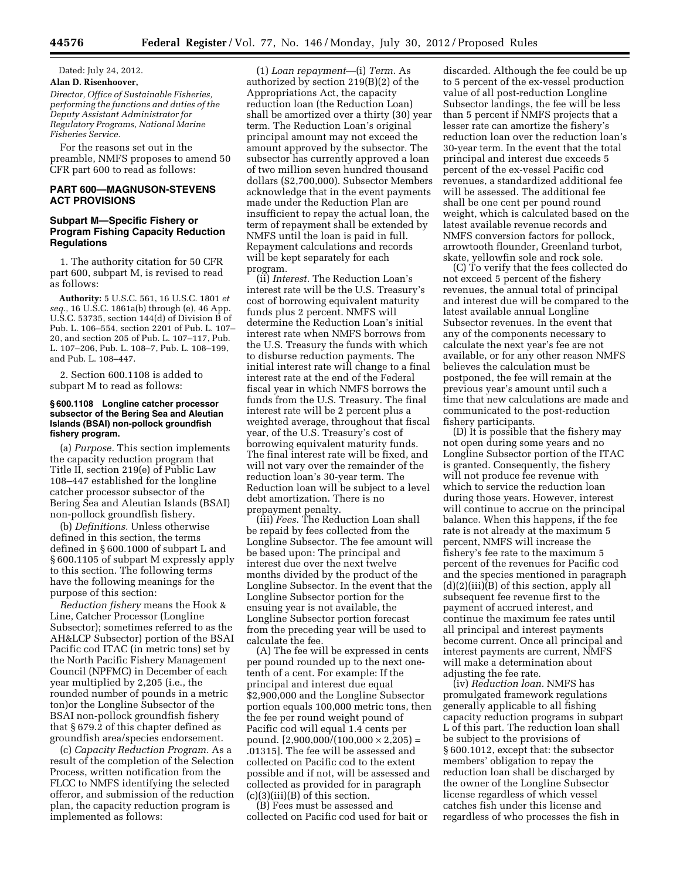Dated: July 24, 2012.

**Alan D. Risenhoover,**

*Director, Office of Sustainable Fisheries, performing the functions and duties of the Deputy Assistant Administrator for Regulatory Programs, National Marine Fisheries Service.*

For the reasons set out in the preamble, NMFS proposes to amend 50 CFR part 600 to read as follows:

## PART 600—MAGNUSON-STEVENS ACT PROVISIONS

### Subpart M—Specific Fishery or Program Fishing Capacity Reduction Regulations

1. The authority citation for 50 CFR part 600, subpart M, is revised to read as follows:

**Authority:** 5 U.S.C. 561, 16 U.S.C. 1801 *et seq.,* 16 U.S.C. 1861a(b) through (e), 46 App. U.S.C. 53735, section 144(d) of Division B of Pub. L. 106–554, section 2201 of Pub. L. 107–20, and section 205 of Pub. L. 107–117, Pub. L. 107–206, Pub. L. 108–7, Pub. L. 108–199, and Pub. L. 108–447.

2. Section 600.1108 is added to subpart M to read as follows:

#### § 600.1108 Longline catcher processor subsector of the Bering Sea and Aleutian Islands (BSAI) non-pollock groundfish fishery program.

(a) *Purpose.* This section implements the capacity reduction program that Title II, section 219(e) of Public Law 108–447 established for the longline catcher processor subsector of the Bering Sea and Aleutian Islands (BSAI) non-pollock groundfish fishery.

(b) *Definitions.* Unless otherwise defined in this section, the terms defined in § 600.1000 of subpart L and § 600.1105 of subpart M expressly apply to this section. The following terms have the following meanings for the purpose of this section:

*Reduction fishery* means the Hook & Line, Catcher Processor (Longline Subsector); sometimes referred to as the AH&LCP Subsector) portion of the BSAI Pacific cod ITAC (in metric tons) set by the North Pacific Fishery Management Council (NPFMC) in December of each year multiplied by 2,205 (i.e., the rounded number of pounds in a metric ton)or the Longline Subsector of the BSAI non-pollock groundfish fishery that § 679.2 of this chapter defined as groundfish area/species endorsement.

(c) *Capacity Reduction Program.* As a result of the completion of the Selection Process, written notification from the FLCC to NMFS identifying the selected offeror, and submission of the reduction plan, the capacity reduction program is implemented as follows:

(1) *Loan repayment*—(i) *Term.* As authorized by section 219(B)(2) of the Appropriations Act, the capacity reduction loan (the Reduction Loan) shall be amortized over a thirty (30) year term. The Reduction Loan's original principal amount may not exceed the amount approved by the subsector. The subsector has currently approved a loan of two million seven hundred thousand dollars ($2,700,000). Subsector Members acknowledge that in the event payments made under the Reduction Plan are insufficient to repay the actual loan, the term of repayment shall be extended by NMFS until the loan is paid in full. Repayment calculations and records will be kept separately for each program.

(ii) *Interest.* The Reduction Loan's interest rate will be the U.S. Treasury's cost of borrowing equivalent maturity funds plus 2 percent. NMFS will determine the Reduction Loan's initial interest rate when NMFS borrows from the U.S. Treasury the funds with which to disburse reduction payments. The initial interest rate will change to a final interest rate at the end of the Federal fiscal year in which NMFS borrows the funds from the U.S. Treasury. The final interest rate will be 2 percent plus a weighted average, throughout that fiscal year, of the U.S. Treasury's cost of borrowing equivalent maturity funds. The final interest rate will be fixed, and will not vary over the remainder of the reduction loan's 30-year term. The Reduction loan will be subject to a level debt amortization. There is no prepayment penalty.

(iii) *Fees.* The Reduction Loan shall be repaid by fees collected from the Longline Subsector. The fee amount will be based upon: The principal and interest due over the next twelve months divided by the product of the Longline Subsector. In the event that the Longline Subsector portion for the ensuing year is not available, the Longline Subsector portion forecast from the preceding year will be used to calculate the fee.

(A) The fee will be expressed in cents per pound rounded up to the next one-tenth of a cent. For example: If the principal and interest due equal $2,900,000 and the Longline Subsector portion equals 100,000 metric tons, then the fee per round weight pound of Pacific cod will equal 1.4 cents per pound. [$2{,}900{,}000/(100{,}000 \times 2{,}205) = .01315$]. The fee will be assessed and collected on Pacific cod to the extent possible and if not, will be assessed and collected as provided for in paragraph (c)(3)(iii)(B) of this section.

(B) Fees must be assessed and collected on Pacific cod used for bait or discarded. Although the fee could be up to 5 percent of the ex-vessel production value of all post-reduction Longline Subsector landings, the fee will be less than 5 percent if NMFS projects that a lesser rate can amortize the fishery's reduction loan over the reduction loan's 30-year term. In the event that the total principal and interest due exceeds 5 percent of the ex-vessel Pacific cod revenues, a standardized additional fee will be assessed. The additional fee shall be one cent per pound round weight, which is calculated based on the latest available revenue records and NMFS conversion factors for pollock, arrowtooth flounder, Greenland turbot, skate, yellowfin sole and rock sole.

(C) To verify that the fees collected do not exceed 5 percent of the fishery revenues, the annual total of principal and interest due will be compared to the latest available annual Longline Subsector revenues. In the event that any of the components necessary to calculate the next year's fee are not available, or for any other reason NMFS believes the calculation must be postponed, the fee will remain at the previous year's amount until such a time that new calculations are made and communicated to the post-reduction fishery participants.

(D) It is possible that the fishery may not open during some years and no Longline Subsector portion of the ITAC is granted. Consequently, the fishery will not produce fee revenue with which to service the reduction loan during those years. However, interest will continue to accrue on the principal balance. When this happens, if the fee rate is not already at the maximum 5 percent, NMFS will increase the fishery's fee rate to the maximum 5 percent of the revenues for Pacific cod and the species mentioned in paragraph (d)(2)(iii)(B) of this section, apply all subsequent fee revenue first to the payment of accrued interest, and continue the maximum fee rates until all principal and interest payments become current. Once all principal and interest payments are current, NMFS will make a determination about adjusting the fee rate.

(iv) *Reduction loan.* NMFS has promulgated framework regulations generally applicable to all fishing capacity reduction programs in subpart L of this part. The reduction loan shall be subject to the provisions of § 600.1012, except that: the subsector members' obligation to repay the reduction loan shall be discharged by the owner of the Longline Subsector license regardless of which vessel catches fish under this license and regardless of who processes the fish in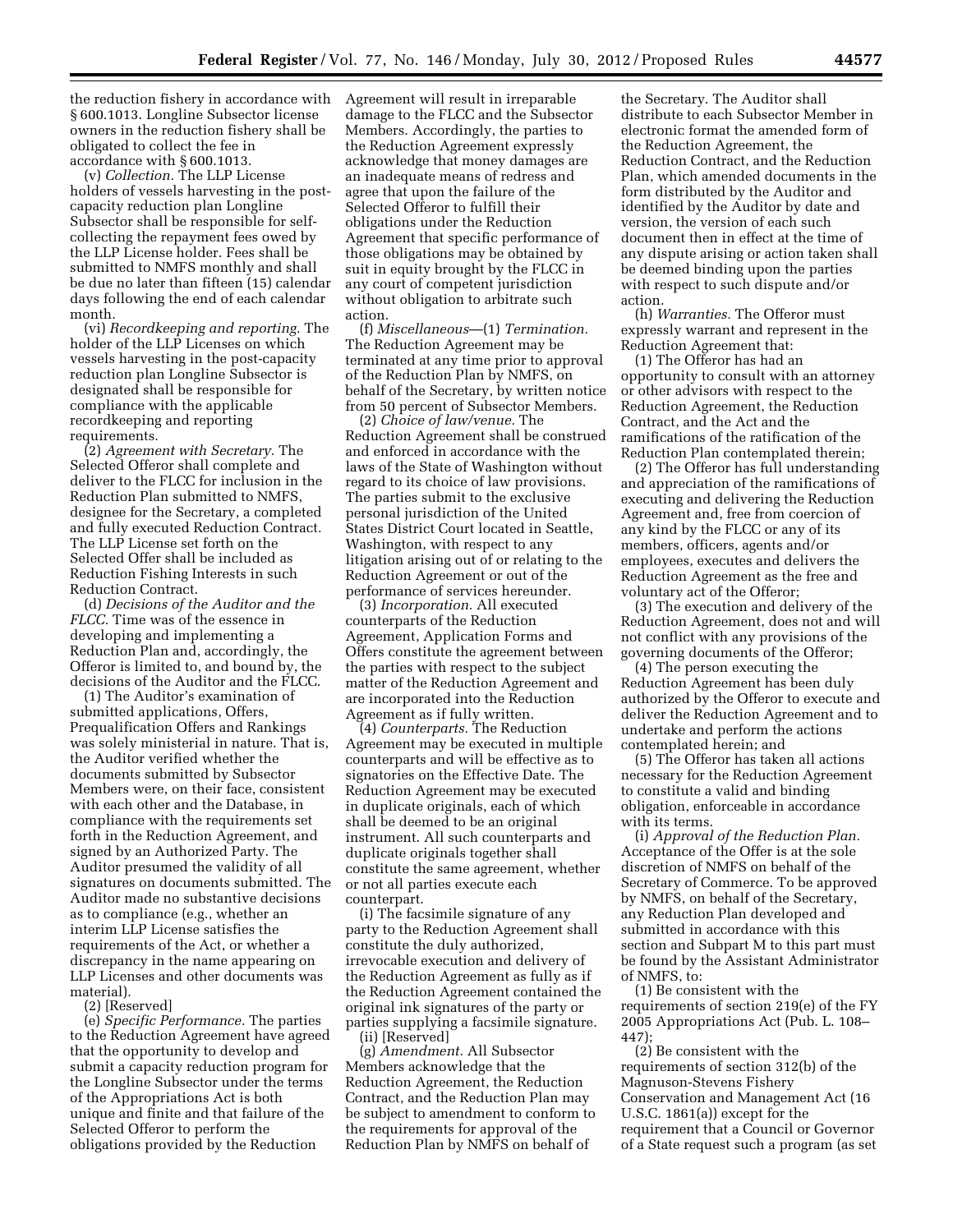the reduction fishery in accordance with § 600.1013. Longline Subsector license owners in the reduction fishery shall be obligated to collect the fee in accordance with § 600.1013.

(v) *Collection.* The LLP License holders of vessels harvesting in the post-capacity reduction plan Longline Subsector shall be responsible for self-collecting the repayment fees owed by the LLP License holder. Fees shall be submitted to NMFS monthly and shall be due no later than fifteen (15) calendar days following the end of each calendar month.

(vi) *Recordkeeping and reporting.* The holder of the LLP Licenses on which vessels harvesting in the post-capacity reduction plan Longline Subsector is designated shall be responsible for compliance with the applicable recordkeeping and reporting requirements.

(2) *Agreement with Secretary.* The Selected Offeror shall complete and deliver to the FLCC for inclusion in the Reduction Plan submitted to NMFS, designee for the Secretary, a completed and fully executed Reduction Contract. The LLP License set forth on the Selected Offer shall be included as Reduction Fishing Interests in such Reduction Contract.

(d) *Decisions of the Auditor and the FLCC.* Time was of the essence in developing and implementing a Reduction Plan and, accordingly, the Offeror is limited to, and bound by, the decisions of the Auditor and the FLCC.

(1) The Auditor's examination of submitted applications, Offers, Prequalification Offers and Rankings was solely ministerial in nature. That is, the Auditor verified whether the documents submitted by Subsector Members were, on their face, consistent with each other and the Database, in compliance with the requirements set forth in the Reduction Agreement, and signed by an Authorized Party. The Auditor presumed the validity of all signatures on documents submitted. The Auditor made no substantive decisions as to compliance (e.g., whether an interim LLP License satisfies the requirements of the Act, or whether a discrepancy in the name appearing on LLP Licenses and other documents was material).

(2) [Reserved]

(e) *Specific Performance.* The parties to the Reduction Agreement have agreed that the opportunity to develop and submit a capacity reduction program for the Longline Subsector under the terms of the Appropriations Act is both unique and finite and that failure of the Selected Offeror to perform the obligations provided by the Reduction Agreement will result in irreparable damage to the FLCC and the Subsector Members. Accordingly, the parties to the Reduction Agreement expressly acknowledge that money damages are an inadequate means of redress and agree that upon the failure of the Selected Offeror to fulfill their obligations under the Reduction Agreement that specific performance of those obligations may be obtained by suit in equity brought by the FLCC in any court of competent jurisdiction without obligation to arbitrate such action.

(f) *Miscellaneous*—(1) *Termination.* The Reduction Agreement may be terminated at any time prior to approval of the Reduction Plan by NMFS, on behalf of the Secretary, by written notice from 50 percent of Subsector Members.

(2) *Choice of law/venue.* The Reduction Agreement shall be construed and enforced in accordance with the laws of the State of Washington without regard to its choice of law provisions. The parties submit to the exclusive personal jurisdiction of the United States District Court located in Seattle, Washington, with respect to any litigation arising out of or relating to the Reduction Agreement or out of the performance of services hereunder.

(3) *Incorporation.* All executed counterparts of the Reduction Agreement, Application Forms and Offers constitute the agreement between the parties with respect to the subject matter of the Reduction Agreement and are incorporated into the Reduction Agreement as if fully written.

(4) *Counterparts.* The Reduction Agreement may be executed in multiple counterparts and will be effective as to signatories on the Effective Date. The Reduction Agreement may be executed in duplicate originals, each of which shall be deemed to be an original instrument. All such counterparts and duplicate originals together shall constitute the same agreement, whether or not all parties execute each counterpart.

(i) The facsimile signature of any party to the Reduction Agreement shall constitute the duly authorized, irrevocable execution and delivery of the Reduction Agreement as fully as if the Reduction Agreement contained the original ink signatures of the party or parties supplying a facsimile signature.

(ii) [Reserved]

(g) *Amendment.* All Subsector Members acknowledge that the Reduction Agreement, the Reduction Contract, and the Reduction Plan may be subject to amendment to conform to the requirements for approval of the Reduction Plan by NMFS on behalf of the Secretary. The Auditor shall distribute to each Subsector Member in electronic format the amended form of the Reduction Agreement, the Reduction Contract, and the Reduction Plan, which amended documents in the form distributed by the Auditor and identified by the Auditor by date and version, the version of each such document then in effect at the time of any dispute arising or action taken shall be deemed binding upon the parties with respect to such dispute and/or action.

(h) *Warranties.* The Offeror must expressly warrant and represent in the Reduction Agreement that:

(1) The Offeror has had an opportunity to consult with an attorney or other advisors with respect to the Reduction Agreement, the Reduction Contract, and the Act and the ramifications of the ratification of the Reduction Plan contemplated therein;

(2) The Offeror has full understanding and appreciation of the ramifications of executing and delivering the Reduction Agreement and, free from coercion of any kind by the FLCC or any of its members, officers, agents and/or employees, executes and delivers the Reduction Agreement as the free and voluntary act of the Offeror;

(3) The execution and delivery of the Reduction Agreement, does not and will not conflict with any provisions of the governing documents of the Offeror;

(4) The person executing the Reduction Agreement has been duly authorized by the Offeror to execute and deliver the Reduction Agreement and to undertake and perform the actions contemplated herein; and

(5) The Offeror has taken all actions necessary for the Reduction Agreement to constitute a valid and binding obligation, enforceable in accordance with its terms.

(i) *Approval of the Reduction Plan.* Acceptance of the Offer is at the sole discretion of NMFS on behalf of the Secretary of Commerce. To be approved by NMFS, on behalf of the Secretary, any Reduction Plan developed and submitted in accordance with this section and Subpart M to this part must be found by the Assistant Administrator of NMFS, to:

(1) Be consistent with the requirements of section 219(e) of the FY 2005 Appropriations Act (Pub. L. 108–447);

(2) Be consistent with the requirements of section 312(b) of the Magnuson-Stevens Fishery Conservation and Management Act (16 U.S.C. 1861(a)) except for the requirement that a Council or Governor of a State request such a program (as set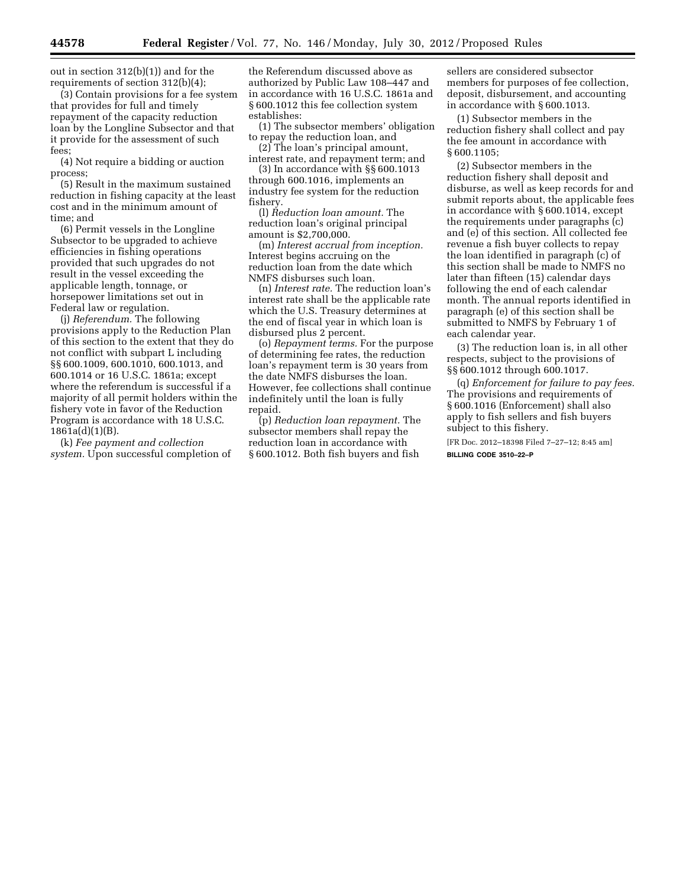out in section 312(b)(1)) and for the requirements of section 312(b)(4);

(3) Contain provisions for a fee system that provides for full and timely repayment of the capacity reduction loan by the Longline Subsector and that it provide for the assessment of such fees;

(4) Not require a bidding or auction process;

(5) Result in the maximum sustained reduction in fishing capacity at the least cost and in the minimum amount of time; and

(6) Permit vessels in the Longline Subsector to be upgraded to achieve efficiencies in fishing operations provided that such upgrades do not result in the vessel exceeding the applicable length, tonnage, or horsepower limitations set out in Federal law or regulation.

(j) *Referendum.* The following provisions apply to the Reduction Plan of this section to the extent that they do not conflict with subpart L including §§ 600.1009, 600.1010, 600.1013, and 600.1014 or 16 U.S.C. 1861a; except where the referendum is successful if a majority of all permit holders within the fishery vote in favor of the Reduction Program is accordance with 18 U.S.C. 1861a(d)(1)(B).

(k) *Fee payment and collection system.* Upon successful completion of the Referendum discussed above as authorized by Public Law 108–447 and in accordance with 16 U.S.C. 1861a and § 600.1012 this fee collection system establishes:

(1) The subsector members' obligation to repay the reduction loan, and

(2) The loan's principal amount, interest rate, and repayment term; and

(3) In accordance with §§ 600.1013 through 600.1016, implements an industry fee system for the reduction fishery.

(l) *Reduction loan amount.* The reduction loan's original principal amount is $2,700,000.

(m) *Interest accrual from inception.* Interest begins accruing on the reduction loan from the date which NMFS disburses such loan.

(n) *Interest rate.* The reduction loan's interest rate shall be the applicable rate which the U.S. Treasury determines at the end of fiscal year in which loan is disbursed plus 2 percent.

(o) *Repayment terms.* For the purpose of determining fee rates, the reduction loan's repayment term is 30 years from the date NMFS disburses the loan. However, fee collections shall continue indefinitely until the loan is fully repaid.

(p) *Reduction loan repayment.* The subsector members shall repay the reduction loan in accordance with § 600.1012. Both fish buyers and fish sellers are considered subsector members for purposes of fee collection, deposit, disbursement, and accounting in accordance with § 600.1013.

(1) Subsector members in the reduction fishery shall collect and pay the fee amount in accordance with § 600.1105;

(2) Subsector members in the reduction fishery shall deposit and disburse, as well as keep records for and submit reports about, the applicable fees in accordance with § 600.1014, except the requirements under paragraphs (c) and (e) of this section. All collected fee revenue a fish buyer collects to repay the loan identified in paragraph (c) of this section shall be made to NMFS no later than fifteen (15) calendar days following the end of each calendar month. The annual reports identified in paragraph (e) of this section shall be submitted to NMFS by February 1 of each calendar year.

(3) The reduction loan is, in all other respects, subject to the provisions of §§ 600.1012 through 600.1017.

(q) *Enforcement for failure to pay fees.* The provisions and requirements of § 600.1016 (Enforcement) shall also apply to fish sellers and fish buyers subject to this fishery.

[FR Doc. 2012–18398 Filed 7–27–12; 8:45 am]

**BILLING CODE 3510–22–P**